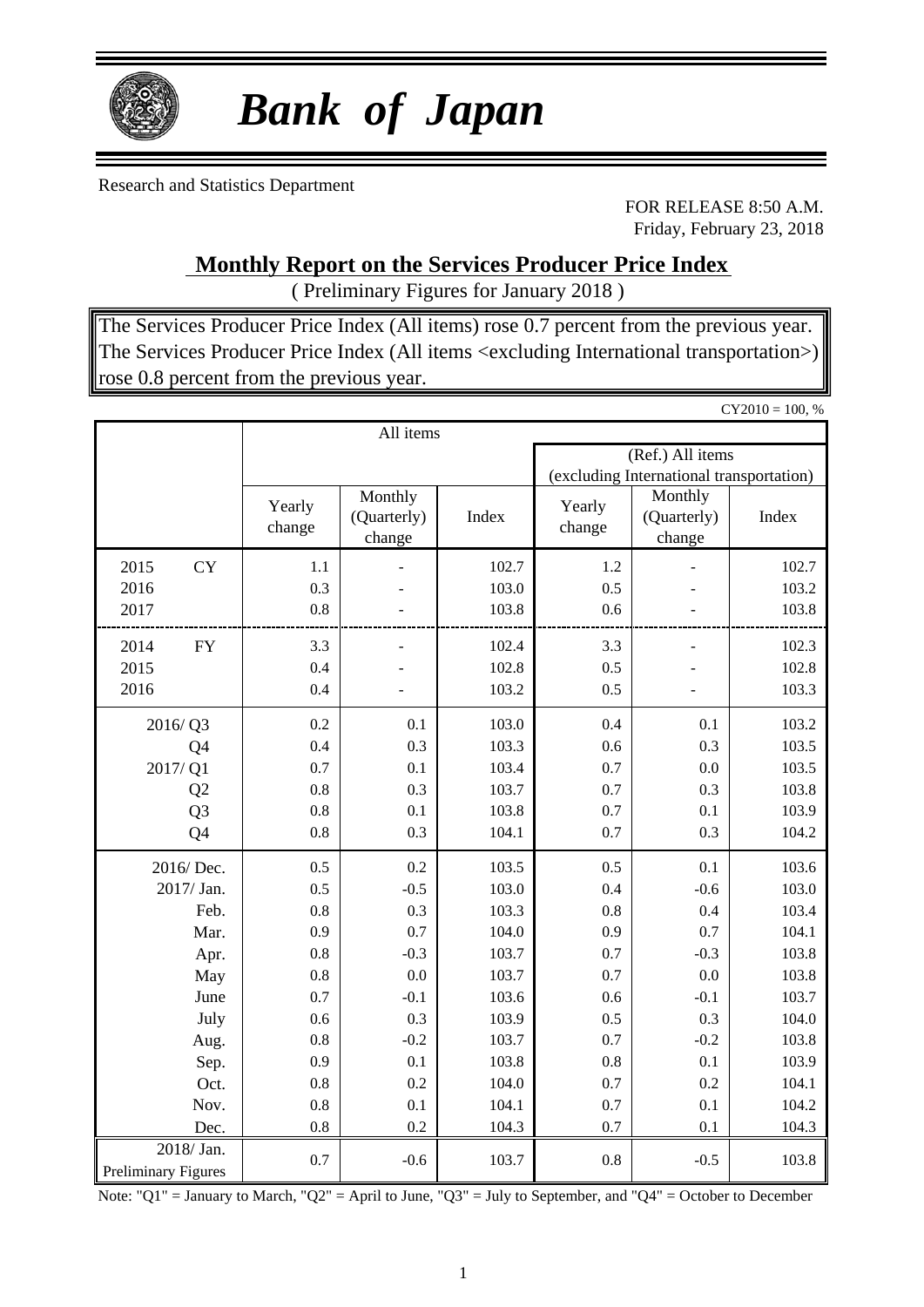# *Bank of Japan*

Research and Statistics Department

FOR RELEASE 8:50 A.M.
Friday, February 23, 2018

## Monthly Report on the Services Producer Price Index

( Preliminary Figures for January 2018 )

The Services Producer Price Index (All items) rose 0.7 percent from the previous year.
The Services Producer Price Index (All items <excluding International transportation>) rose 0.8 percent from the previous year.

CY2010 = 100, %

| | All items | | | | | |
|---|---|---|---|---|---|---|
| | | | | (Ref.) All items (excluding International transportation) | | |
| | Yearly change | Monthly (Quarterly) change | Index | Yearly change | Monthly (Quarterly) change | Index |
| 2015 CY | 1.1 | - | 102.7 | 1.2 | - | 102.7 |
| 2016 | 0.3 | - | 103.0 | 0.5 | - | 103.2 |
| 2017 | 0.8 | - | 103.8 | 0.6 | - | 103.8 |
| 2014 FY | 3.3 | - | 102.4 | 3.3 | - | 102.3 |
| 2015 | 0.4 | - | 102.8 | 0.5 | - | 102.8 |
| 2016 | 0.4 | - | 103.2 | 0.5 | - | 103.3 |
| 2016/ Q3 | 0.2 | 0.1 | 103.0 | 0.4 | 0.1 | 103.2 |
| Q4 | 0.4 | 0.3 | 103.3 | 0.6 | 0.3 | 103.5 |
| 2017/ Q1 | 0.7 | 0.1 | 103.4 | 0.7 | 0.0 | 103.5 |
| Q2 | 0.8 | 0.3 | 103.7 | 0.7 | 0.3 | 103.8 |
| Q3 | 0.8 | 0.1 | 103.8 | 0.7 | 0.1 | 103.9 |
| Q4 | 0.8 | 0.3 | 104.1 | 0.7 | 0.3 | 104.2 |
| 2016/ Dec. | 0.5 | 0.2 | 103.5 | 0.5 | 0.1 | 103.6 |
| 2017/ Jan. | 0.5 | -0.5 | 103.0 | 0.4 | -0.6 | 103.0 |
| Feb. | 0.8 | 0.3 | 103.3 | 0.8 | 0.4 | 103.4 |
| Mar. | 0.9 | 0.7 | 104.0 | 0.9 | 0.7 | 104.1 |
| Apr. | 0.8 | -0.3 | 103.7 | 0.7 | -0.3 | 103.8 |
| May | 0.8 | 0.0 | 103.7 | 0.7 | 0.0 | 103.8 |
| June | 0.7 | -0.1 | 103.6 | 0.6 | -0.1 | 103.7 |
| July | 0.6 | 0.3 | 103.9 | 0.5 | 0.3 | 104.0 |
| Aug. | 0.8 | -0.2 | 103.7 | 0.7 | -0.2 | 103.8 |
| Sep. | 0.9 | 0.1 | 103.8 | 0.8 | 0.1 | 103.9 |
| Oct. | 0.8 | 0.2 | 104.0 | 0.7 | 0.2 | 104.1 |
| Nov. | 0.8 | 0.1 | 104.1 | 0.7 | 0.1 | 104.2 |
| Dec. | 0.8 | 0.2 | 104.3 | 0.7 | 0.1 | 104.3 |
| 2018/ Jan. Preliminary Figures | 0.7 | -0.6 | 103.7 | 0.8 | -0.5 | 103.8 |

Note: "Q1" = January to March, "Q2" = April to June, "Q3" = July to September, and "Q4" = October to December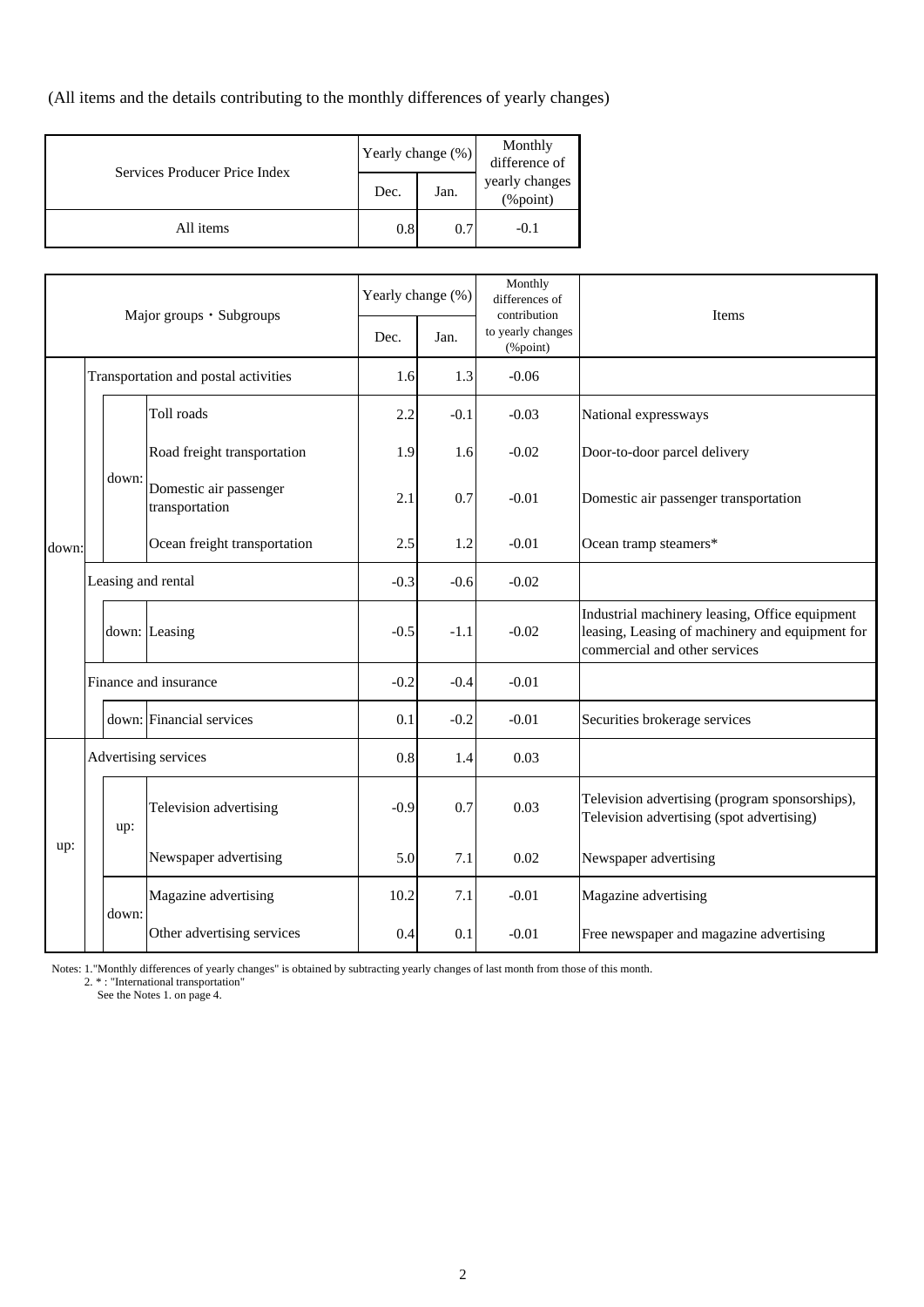(All items and the details contributing to the monthly differences of yearly changes)

| Services Producer Price Index | Yearly change (%) | | Monthly difference of yearly changes (%point) |
|---|---|---|---|
| | Dec. | Jan. | |
| All items | 0.8 | 0.7 | -0.1 |

| Major groups・Subgroups | | | Yearly change (%) | | Monthly differences of contribution to yearly changes (%point) | Items |
|---|---|---|---|---|---|---|
| | | | Dec. | Jan. | | |
| down: | | Transportation and postal activities | 1.6 | 1.3 | -0.06 | |
| | down: | Toll roads | 2.2 | -0.1 | -0.03 | National expressways |
| | | Road freight transportation | 1.9 | 1.6 | -0.02 | Door-to-door parcel delivery |
| | | Domestic air passenger transportation | 2.1 | 0.7 | -0.01 | Domestic air passenger transportation |
| | | Ocean freight transportation | 2.5 | 1.2 | -0.01 | Ocean tramp steamers* |
| | | Leasing and rental | -0.3 | -0.6 | -0.02 | |
| | down: | Leasing | -0.5 | -1.1 | -0.02 | Industrial machinery leasing, Office equipment leasing, Leasing of machinery and equipment for commercial and other services |
| | | Finance and insurance | -0.2 | -0.4 | -0.01 | |
| | down: | Financial services | 0.1 | -0.2 | -0.01 | Securities brokerage services |
| up: | | Advertising services | 0.8 | 1.4 | 0.03 | |
| | up: | Television advertising | -0.9 | 0.7 | 0.03 | Television advertising (program sponsorships), Television advertising (spot advertising) |
| | | Newspaper advertising | 5.0 | 7.1 | 0.02 | Newspaper advertising |
| | down: | Magazine advertising | 10.2 | 7.1 | -0.01 | Magazine advertising |
| | | Other advertising services | 0.4 | 0.1 | -0.01 | Free newspaper and magazine advertising |

Notes: 1."Monthly differences of yearly changes" is obtained by subtracting yearly changes of last month from those of this month.
2. * : "International transportation"
See the Notes 1. on page 4.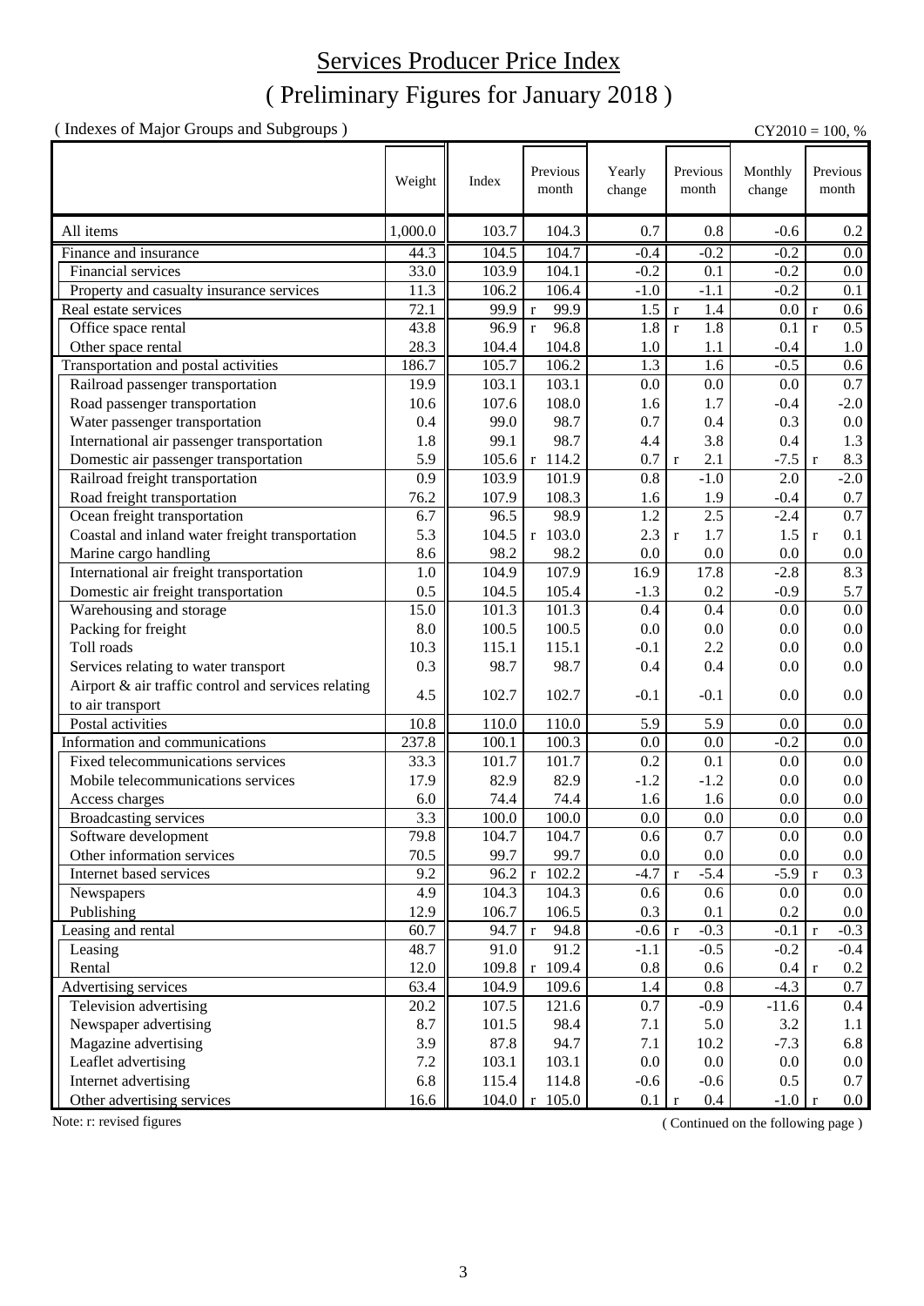# Services Producer Price Index

## ( Preliminary Figures for January 2018 )

( Indexes of Major Groups and Subgroups ) CY2010 = 100, %

| | Weight | Index | Previous month | Yearly change | Previous month | Monthly change | Previous month |
|---|---|---|---|---|---|---|---|
| All items | 1,000.0 | 103.7 | 104.3 | 0.7 | 0.8 | -0.6 | 0.2 |
| Finance and insurance | 44.3 | 104.5 | 104.7 | -0.4 | -0.2 | -0.2 | 0.0 |
| Financial services | 33.0 | 103.9 | 104.1 | -0.2 | 0.1 | -0.2 | 0.0 |
| Property and casualty insurance services | 11.3 | 106.2 | 106.4 | -1.0 | -1.1 | -0.2 | 0.1 |
| Real estate services | 72.1 | 99.9 | r 99.9 | 1.5 | r 1.4 | 0.0 | r 0.6 |
| Office space rental | 43.8 | 96.9 | r 96.8 | 1.8 | r 1.8 | 0.1 | r 0.5 |
| Other space rental | 28.3 | 104.4 | 104.8 | 1.0 | 1.1 | -0.4 | 1.0 |
| Transportation and postal activities | 186.7 | 105.7 | 106.2 | 1.3 | 1.6 | -0.5 | 0.6 |
| Railroad passenger transportation | 19.9 | 103.1 | 103.1 | 0.0 | 0.0 | 0.0 | 0.7 |
| Road passenger transportation | 10.6 | 107.6 | 108.0 | 1.6 | 1.7 | -0.4 | -2.0 |
| Water passenger transportation | 0.4 | 99.0 | 98.7 | 0.7 | 0.4 | 0.3 | 0.0 |
| International air passenger transportation | 1.8 | 99.1 | 98.7 | 4.4 | 3.8 | 0.4 | 1.3 |
| Domestic air passenger transportation | 5.9 | 105.6 | r 114.2 | 0.7 | r 2.1 | -7.5 | r 8.3 |
| Railroad freight transportation | 0.9 | 103.9 | 101.9 | 0.8 | -1.0 | 2.0 | -2.0 |
| Road freight transportation | 76.2 | 107.9 | 108.3 | 1.6 | 1.9 | -0.4 | 0.7 |
| Ocean freight transportation | 6.7 | 96.5 | 98.9 | 1.2 | 2.5 | -2.4 | 0.7 |
| Coastal and inland water freight transportation | 5.3 | 104.5 | r 103.0 | 2.3 | r 1.7 | 1.5 | r 0.1 |
| Marine cargo handling | 8.6 | 98.2 | 98.2 | 0.0 | 0.0 | 0.0 | 0.0 |
| International air freight transportation | 1.0 | 104.9 | 107.9 | 16.9 | 17.8 | -2.8 | 8.3 |
| Domestic air freight transportation | 0.5 | 104.5 | 105.4 | -1.3 | 0.2 | -0.9 | 5.7 |
| Warehousing and storage | 15.0 | 101.3 | 101.3 | 0.4 | 0.4 | 0.0 | 0.0 |
| Packing for freight | 8.0 | 100.5 | 100.5 | 0.0 | 0.0 | 0.0 | 0.0 |
| Toll roads | 10.3 | 115.1 | 115.1 | -0.1 | 2.2 | 0.0 | 0.0 |
| Services relating to water transport | 0.3 | 98.7 | 98.7 | 0.4 | 0.4 | 0.0 | 0.0 |
| Airport & air traffic control and services relating to air transport | 4.5 | 102.7 | 102.7 | -0.1 | -0.1 | 0.0 | 0.0 |
| Postal activities | 10.8 | 110.0 | 110.0 | 5.9 | 5.9 | 0.0 | 0.0 |
| Information and communications | 237.8 | 100.1 | 100.3 | 0.0 | 0.0 | -0.2 | 0.0 |
| Fixed telecommunications services | 33.3 | 101.7 | 101.7 | 0.2 | 0.1 | 0.0 | 0.0 |
| Mobile telecommunications services | 17.9 | 82.9 | 82.9 | -1.2 | -1.2 | 0.0 | 0.0 |
| Access charges | 6.0 | 74.4 | 74.4 | 1.6 | 1.6 | 0.0 | 0.0 |
| Broadcasting services | 3.3 | 100.0 | 100.0 | 0.0 | 0.0 | 0.0 | 0.0 |
| Software development | 79.8 | 104.7 | 104.7 | 0.6 | 0.7 | 0.0 | 0.0 |
| Other information services | 70.5 | 99.7 | 99.7 | 0.0 | 0.0 | 0.0 | 0.0 |
| Internet based services | 9.2 | 96.2 | r 102.2 | -4.7 | r -5.4 | -5.9 | r 0.3 |
| Newspapers | 4.9 | 104.3 | 104.3 | 0.6 | 0.6 | 0.0 | 0.0 |
| Publishing | 12.9 | 106.7 | 106.5 | 0.3 | 0.1 | 0.2 | 0.0 |
| Leasing and rental | 60.7 | 94.7 | r 94.8 | -0.6 | r -0.3 | -0.1 | r -0.3 |
| Leasing | 48.7 | 91.0 | 91.2 | -1.1 | -0.5 | -0.2 | -0.4 |
| Rental | 12.0 | 109.8 | r 109.4 | 0.8 | 0.6 | 0.4 | r 0.2 |
| Advertising services | 63.4 | 104.9 | 109.6 | 1.4 | 0.8 | -4.3 | 0.7 |
| Television advertising | 20.2 | 107.5 | 121.6 | 0.7 | -0.9 | -11.6 | 0.4 |
| Newspaper advertising | 8.7 | 101.5 | 98.4 | 7.1 | 5.0 | 3.2 | 1.1 |
| Magazine advertising | 3.9 | 87.8 | 94.7 | 7.1 | 10.2 | -7.3 | 6.8 |
| Leaflet advertising | 7.2 | 103.1 | 103.1 | 0.0 | 0.0 | 0.0 | 0.0 |
| Internet advertising | 6.8 | 115.4 | 114.8 | -0.6 | -0.6 | 0.5 | 0.7 |
| Other advertising services | 16.6 | 104.0 | r 105.0 | 0.1 | r 0.4 | -1.0 | r 0.0 |

Note: r: revised figures

( Continued on the following page )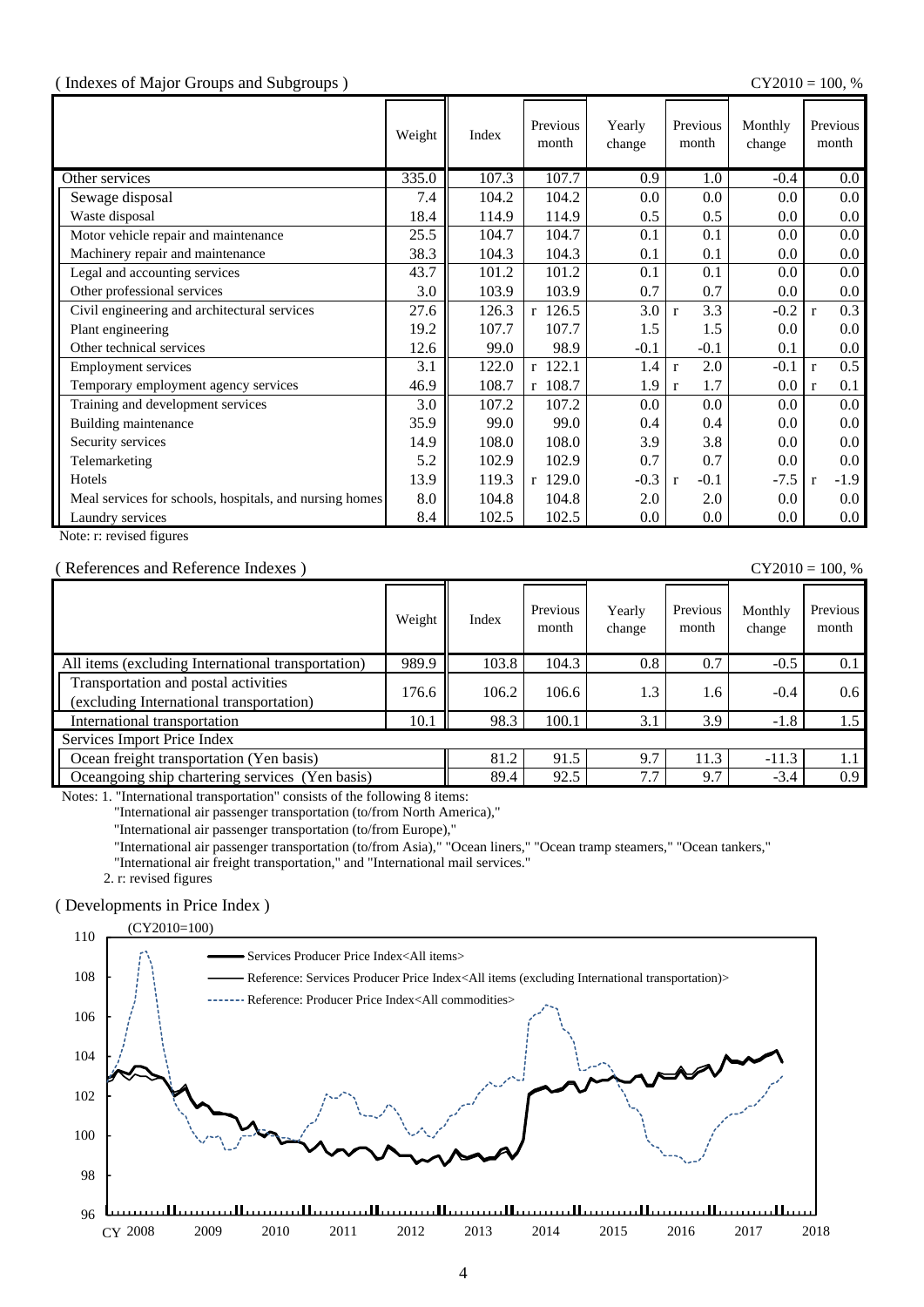( Indexes of Major Groups and Subgroups )

CY2010 = 100, %

| | Weight | Index | Previous month | Yearly change | Previous month | Monthly change | Previous month |
|---|---|---|---|---|---|---|---|
| Other services | 335.0 | 107.3 | 107.7 | 0.9 | 1.0 | -0.4 | 0.0 |
| Sewage disposal | 7.4 | 104.2 | 104.2 | 0.0 | 0.0 | 0.0 | 0.0 |
| Waste disposal | 18.4 | 114.9 | 114.9 | 0.5 | 0.5 | 0.0 | 0.0 |
| Motor vehicle repair and maintenance | 25.5 | 104.7 | 104.7 | 0.1 | 0.1 | 0.0 | 0.0 |
| Machinery repair and maintenance | 38.3 | 104.3 | 104.3 | 0.1 | 0.1 | 0.0 | 0.0 |
| Legal and accounting services | 43.7 | 101.2 | 101.2 | 0.1 | 0.1 | 0.0 | 0.0 |
| Other professional services | 3.0 | 103.9 | 103.9 | 0.7 | 0.7 | 0.0 | 0.0 |
| Civil engineering and architectural services | 27.6 | 126.3 | r 126.5 | 3.0 | r 3.3 | -0.2 | r 0.3 |
| Plant engineering | 19.2 | 107.7 | 107.7 | 1.5 | 1.5 | 0.0 | 0.0 |
| Other technical services | 12.6 | 99.0 | 98.9 | -0.1 | -0.1 | 0.1 | 0.0 |
| Employment services | 3.1 | 122.0 | r 122.1 | 1.4 | r 2.0 | -0.1 | r 0.5 |
| Temporary employment agency services | 46.9 | 108.7 | r 108.7 | 1.9 | r 1.7 | 0.0 | r 0.1 |
| Training and development services | 3.0 | 107.2 | 107.2 | 0.0 | 0.0 | 0.0 | 0.0 |
| Building maintenance | 35.9 | 99.0 | 99.0 | 0.4 | 0.4 | 0.0 | 0.0 |
| Security services | 14.9 | 108.0 | 108.0 | 3.9 | 3.8 | 0.0 | 0.0 |
| Telemarketing | 5.2 | 102.9 | 102.9 | 0.7 | 0.7 | 0.0 | 0.0 |
| Hotels | 13.9 | 119.3 | r 129.0 | -0.3 | r -0.1 | -7.5 | r -1.9 |
| Meal services for schools, hospitals, and nursing homes | 8.0 | 104.8 | 104.8 | 2.0 | 2.0 | 0.0 | 0.0 |
| Laundry services | 8.4 | 102.5 | 102.5 | 0.0 | 0.0 | 0.0 | 0.0 |

Note: r: revised figures

( References and Reference Indexes )

CY2010 = 100, %

| | Weight | Index | Previous month | Yearly change | Previous month | Monthly change | Previous month |
|---|---|---|---|---|---|---|---|
| All items (excluding International transportation) | 989.9 | 103.8 | 104.3 | 0.8 | 0.7 | -0.5 | 0.1 |
| Transportation and postal activities (excluding International transportation) | 176.6 | 106.2 | 106.6 | 1.3 | 1.6 | -0.4 | 0.6 |
| International transportation | 10.1 | 98.3 | 100.1 | 3.1 | 3.9 | -1.8 | 1.5 |
| Services Import Price Index | | | | | | | |
| Ocean freight transportation (Yen basis) | | 81.2 | 91.5 | 9.7 | 11.3 | -11.3 | 1.1 |
| Oceangoing ship chartering services (Yen basis) | | 89.4 | 92.5 | 7.7 | 9.7 | -3.4 | 0.9 |

Notes: 1. "International transportation" consists of the following 8 items:
"International air passenger transportation (to/from North America),"
"International air passenger transportation (to/from Europe),"
"International air passenger transportation (to/from Asia)," "Ocean liners," "Ocean tramp steamers," "Ocean tankers,"
"International air freight transportation," and "International mail services."
2. r: revised figures

( Developments in Price Index )

(CY2010=100)

- Services Producer Price Index<All items>
- Reference: Services Producer Price Index<All items (excluding International transportation)>
- Reference: Producer Price Index<All commodities>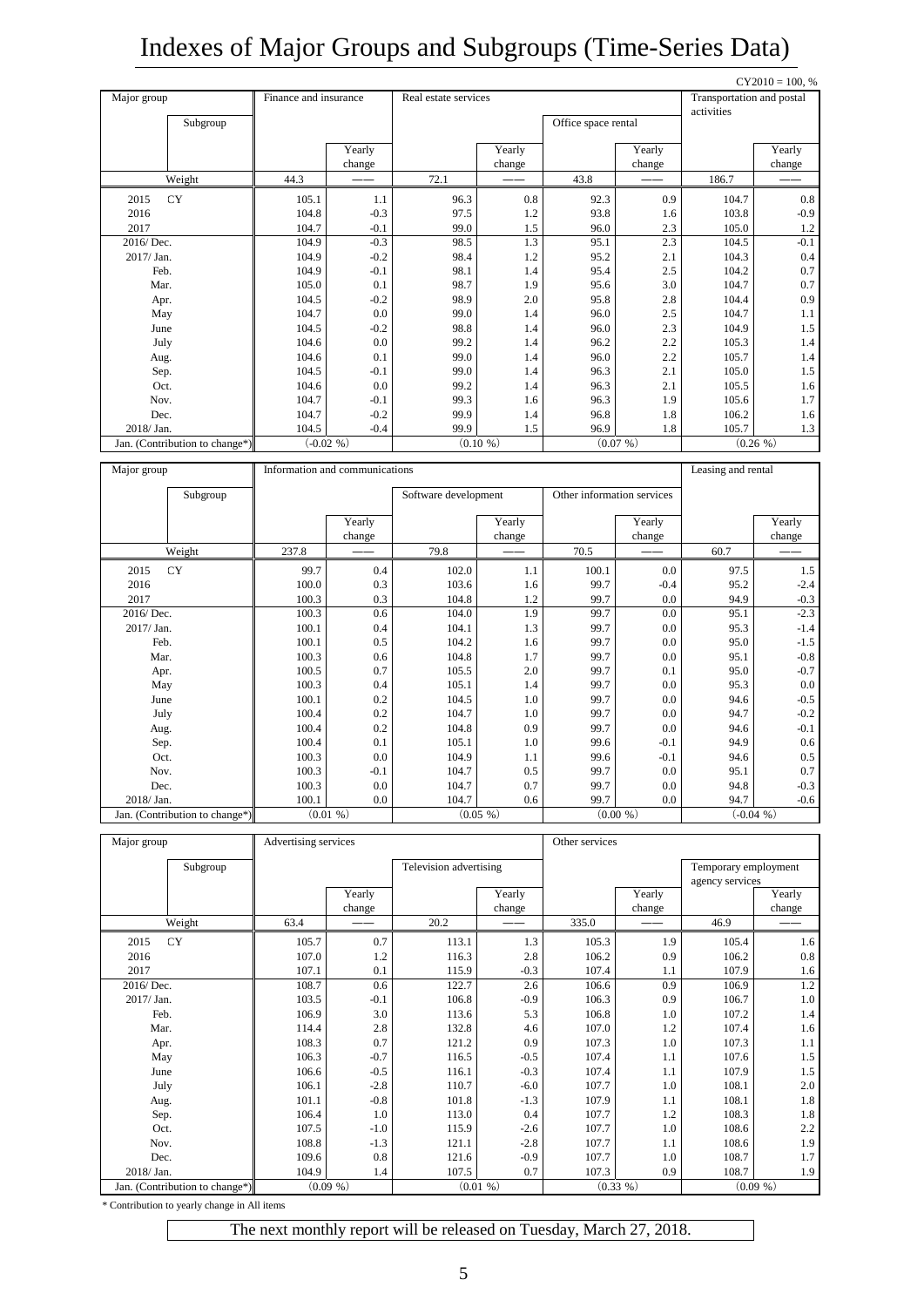# Indexes of Major Groups and Subgroups (Time-Series Data)

CY2010 = 100, %

| Major group | Finance and insurance | | Real estate services | | | | Transportation and postal activities | |
|---|---|---|---|---|---|---|---|---|
| Subgroup | | | | | Office space rental | | | |
| | | Yearly change | | Yearly change | | Yearly change | | Yearly change |
| Weight | 44.3 | —— | 72.1 | —— | 43.8 | —— | 186.7 | —— |
| 2015 CY | 105.1 | 1.1 | 96.3 | 0.8 | 92.3 | 0.9 | 104.7 | 0.8 |
| 2016 | 104.8 | -0.3 | 97.5 | 1.2 | 93.8 | 1.6 | 103.8 | -0.9 |
| 2017 | 104.7 | -0.1 | 99.0 | 1.5 | 96.0 | 2.3 | 105.0 | 1.2 |
| 2016/ Dec. | 104.9 | -0.3 | 98.5 | 1.3 | 95.1 | 2.3 | 104.5 | -0.1 |
| 2017/ Jan. | 104.9 | -0.2 | 98.4 | 1.2 | 95.2 | 2.1 | 104.3 | 0.4 |
| Feb. | 104.9 | -0.1 | 98.1 | 1.4 | 95.4 | 2.5 | 104.2 | 0.7 |
| Mar. | 105.0 | 0.1 | 98.7 | 1.9 | 95.6 | 3.0 | 104.7 | 0.7 |
| Apr. | 104.5 | -0.2 | 98.9 | 2.0 | 95.8 | 2.8 | 104.4 | 0.9 |
| May | 104.7 | 0.0 | 99.0 | 1.4 | 96.0 | 2.5 | 104.7 | 1.1 |
| June | 104.5 | -0.2 | 98.8 | 1.4 | 96.0 | 2.3 | 104.9 | 1.5 |
| July | 104.6 | 0.0 | 99.2 | 1.4 | 96.2 | 2.2 | 105.3 | 1.4 |
| Aug. | 104.6 | 0.1 | 99.0 | 1.4 | 96.0 | 2.2 | 105.7 | 1.4 |
| Sep. | 104.5 | -0.1 | 99.0 | 1.4 | 96.3 | 2.1 | 105.0 | 1.5 |
| Oct. | 104.6 | 0.0 | 99.2 | 1.4 | 96.3 | 2.1 | 105.5 | 1.6 |
| Nov. | 104.7 | -0.1 | 99.3 | 1.6 | 96.3 | 1.9 | 105.6 | 1.7 |
| Dec. | 104.7 | -0.2 | 99.9 | 1.4 | 96.8 | 1.8 | 106.2 | 1.6 |
| 2018/ Jan. | 104.5 | -0.4 | 99.9 | 1.5 | 96.9 | 1.8 | 105.7 | 1.3 |
| Jan. (Contribution to change*) | (-0.02 %) | | (0.10 %) | | (0.07 %) | | (0.26 %) | |

| Major group | Information and communications | | | | | | Leasing and rental | |
|---|---|---|---|---|---|---|---|---|
| Subgroup | | | Software development | | Other information services | | | |
| | | Yearly change | | Yearly change | | Yearly change | | Yearly change |
| Weight | 237.8 | —— | 79.8 | —— | 70.5 | —— | 60.7 | —— |
| 2015 CY | 99.7 | 0.4 | 102.0 | 1.1 | 100.1 | 0.0 | 97.5 | 1.5 |
| 2016 | 100.0 | 0.3 | 103.6 | 1.6 | 99.7 | -0.4 | 95.2 | -2.4 |
| 2017 | 100.3 | 0.3 | 104.8 | 1.2 | 99.7 | 0.0 | 94.9 | -0.3 |
| 2016/ Dec. | 100.3 | 0.6 | 104.0 | 1.9 | 99.7 | 0.0 | 95.1 | -2.3 |
| 2017/ Jan. | 100.1 | 0.4 | 104.1 | 1.3 | 99.7 | 0.0 | 95.3 | -1.4 |
| Feb. | 100.1 | 0.5 | 104.2 | 1.6 | 99.7 | 0.0 | 95.0 | -1.5 |
| Mar. | 100.3 | 0.6 | 104.8 | 1.7 | 99.7 | 0.0 | 95.1 | -0.8 |
| Apr. | 100.5 | 0.7 | 105.5 | 2.0 | 99.7 | 0.1 | 95.0 | -0.7 |
| May | 100.3 | 0.4 | 105.1 | 1.4 | 99.7 | 0.0 | 95.3 | 0.0 |
| June | 100.1 | 0.2 | 104.5 | 1.0 | 99.7 | 0.0 | 94.6 | -0.5 |
| July | 100.4 | 0.2 | 104.7 | 1.0 | 99.7 | 0.0 | 94.7 | -0.2 |
| Aug. | 100.4 | 0.2 | 104.8 | 0.9 | 99.7 | 0.0 | 94.6 | -0.1 |
| Sep. | 100.4 | 0.1 | 105.1 | 1.0 | 99.6 | -0.1 | 94.9 | 0.6 |
| Oct. | 100.3 | 0.0 | 104.9 | 1.1 | 99.6 | -0.1 | 94.6 | 0.5 |
| Nov. | 100.3 | -0.1 | 104.7 | 0.5 | 99.7 | 0.0 | 95.1 | 0.7 |
| Dec. | 100.3 | 0.0 | 104.7 | 0.7 | 99.7 | 0.0 | 94.8 | -0.3 |
| 2018/ Jan. | 100.1 | 0.0 | 104.7 | 0.6 | 99.7 | 0.0 | 94.7 | -0.6 |
| Jan. (Contribution to change*) | (0.01 %) | | (0.05 %) | | (0.00 %) | | (-0.04 %) | |

| Major group | Advertising services | | | | Other services | | | |
|---|---|---|---|---|---|---|---|---|
| Subgroup | | | Television advertising | | | | Temporary employment agency services | |
| | | Yearly change | | Yearly change | | Yearly change | | Yearly change |
| Weight | 63.4 | —— | 20.2 | —— | 335.0 | —— | 46.9 | —— |
| 2015 CY | 105.7 | 0.7 | 113.1 | 1.3 | 105.3 | 1.9 | 105.4 | 1.6 |
| 2016 | 107.0 | 1.2 | 116.3 | 2.8 | 106.2 | 0.9 | 106.2 | 0.8 |
| 2017 | 107.1 | 0.1 | 115.9 | -0.3 | 107.4 | 1.1 | 107.9 | 1.6 |
| 2016/ Dec. | 108.7 | 0.6 | 122.7 | 2.6 | 106.6 | 0.9 | 106.9 | 1.2 |
| 2017/ Jan. | 103.5 | -0.1 | 106.8 | -0.9 | 106.3 | 0.9 | 106.7 | 1.0 |
| Feb. | 106.9 | 3.0 | 113.6 | 5.3 | 106.8 | 1.0 | 107.2 | 1.4 |
| Mar. | 114.4 | 2.8 | 132.8 | 4.6 | 107.0 | 1.2 | 107.4 | 1.6 |
| Apr. | 108.3 | 0.7 | 121.2 | 0.9 | 107.3 | 1.0 | 107.3 | 1.1 |
| May | 106.3 | -0.7 | 116.5 | -0.5 | 107.4 | 1.1 | 107.6 | 1.5 |
| June | 106.6 | -0.5 | 116.1 | -0.3 | 107.4 | 1.1 | 107.9 | 1.5 |
| July | 106.1 | -2.8 | 110.7 | -6.0 | 107.7 | 1.0 | 108.1 | 2.0 |
| Aug. | 101.1 | -0.8 | 101.8 | -1.3 | 107.9 | 1.1 | 108.1 | 1.8 |
| Sep. | 106.4 | 1.0 | 113.0 | 0.4 | 107.7 | 1.2 | 108.3 | 1.8 |
| Oct. | 107.5 | -1.0 | 115.9 | -2.6 | 107.7 | 1.0 | 108.6 | 2.2 |
| Nov. | 108.8 | -1.3 | 121.1 | -2.8 | 107.7 | 1.1 | 108.6 | 1.9 |
| Dec. | 109.6 | 0.8 | 121.6 | -0.9 | 107.7 | 1.0 | 108.7 | 1.7 |
| 2018/ Jan. | 104.9 | 1.4 | 107.5 | 0.7 | 107.3 | 0.9 | 108.7 | 1.9 |
| Jan. (Contribution to change*) | (0.09 %) | | (0.01 %) | | (0.33 %) | | (0.09 %) | |

* Contribution to yearly change in All items

The next monthly report will be released on Tuesday, March 27, 2018.